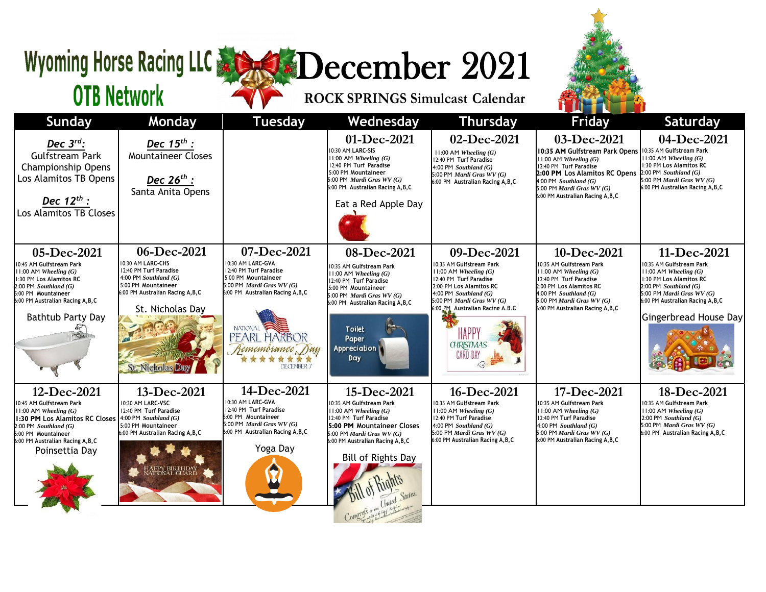# Wyoming Horse Racing LLC OTB Network

# December 2021

## ROCK SPRINGS Simulcast Calendar

| Sunday | Monday | Tuesday | Wednesday | Thursday | Friday | Saturday |
|---|---|---|---|---|---|---|
| ***Dec 3rd:*** Gulfstream Park Championship Opens Los Alamitos TB Opens<br><br>***Dec 12th :*** Los Alamitos TB Closes | ***Dec 15th :*** Mountaineer Closes<br><br>***Dec 26th :*** Santa Anita Opens | | **01-Dec-2021**<br>10:30 AM LARC-SIS<br>11:00 AM *Wheeling (G)*<br>12:40 PM Turf Paradise<br>5:00 PM Mountaineer<br>5:00 PM *Mardi Gras WV (G)*<br>6:00 PM Australian Racing A,B,C<br><br>Eat a Red Apple Day | **02-Dec-2021**<br>11:00 AM *Wheeling (G)*<br>12:40 PM Turf Paradise<br>4:00 PM *Southland (G)*<br>5:00 PM *Mardi Gras WV (G)*<br>6:00 PM Australian Racing A,B,C | **03-Dec-2021**<br>**10:35 AM** Gulfstream Park Opens<br>11:00 AM *Wheeling (G)*<br>12:40 PM Turf Paradise<br>**2:00 PM** Los Alamitos RC Opens<br>4:00 PM *Southland (G)*<br>5:00 PM *Mardi Gras WV (G)*<br>6:00 PM Australian Racing A,B,C | **04-Dec-2021**<br>10:35 AM Gulfstream Park<br>11:00 AM *Wheeling (G)*<br>1:30 PM Los Alamitos RC<br>2:00 PM *Southland (G)*<br>5:00 PM *Mardi Gras WV (G)*<br>6:00 PM Australian Racing A,B,C |
| **05-Dec-2021**<br>10:45 AM Gulfstream Park<br>11:00 AM *Wheeling (G)*<br>1:30 PM Los Alamitos RC<br>2:00 PM *Southland (G)*<br>5:00 PM Mountaineer<br>6:00 PM Australian Racing A,B,C<br><br>Bathtub Party Day | **06-Dec-2021**<br>10:30 AM LARC-CHS<br>12:40 PM Turf Paradise<br>4:00 PM *Southland (G)*<br>5:00 PM Mountaineer<br>6:00 PM Australian Racing A,B,C<br><br>St. Nicholas Day | **07-Dec-2021**<br>10:30 AM LARC-GVA<br>12:40 PM Turf Paradise<br>5:00 PM Mountaineer<br>5:00 PM *Mardi Gras WV (G)*<br>6:00 PM Australian Racing A,B,C<br><br>National Pearl Harbor Remembrance Day | **08-Dec-2021**<br>10:35 AM Gulfstream Park<br>11:00 AM *Wheeling (G)*<br>12:40 PM Turf Paradise<br>5:00 PM Mountaineer<br>5:00 PM *Mardi Gras WV (G)*<br>6:00 PM Australian Racing A,B,C<br><br>Toilet Paper Appreciation Day | **09-Dec-2021**<br>10:35 AM Gulfstream Park<br>11:00 AM *Wheeling (G)*<br>12:40 PM Turf Paradise<br>2:00 PM Los Alamitos RC<br>4:00 PM *Southland (G)*<br>5:00 PM *Mardi Gras WV (G)*<br>6:00 PM Australian Racing A,B,C<br><br>Happy Christmas Card Day | **10-Dec-2021**<br>10:35 AM Gulfstream Park<br>11:00 AM *Wheeling (G)*<br>12:40 PM Turf Paradise<br>2:00 PM Los Alamitos RC<br>4:00 PM *Southland (G)*<br>5:00 PM *Mardi Gras WV (G)*<br>6:00 PM Australian Racing A,B,C | **11-Dec-2021**<br>10:35 AM Gulfstream Park<br>11:00 AM *Wheeling (G)*<br>1:30 PM Los Alamitos RC<br>2:00 PM *Southland (G)*<br>5:00 PM *Mardi Gras WV (G)*<br>6:00 PM Australian Racing A,B,C<br><br>Gingerbread House Day |
| **12-Dec-2021**<br>10:45 AM Gulfstream Park<br>11:00 AM *Wheeling (G)*<br>**1:30 PM** Los Alamitos RC Closes<br>2:00 PM *Southland (G)*<br>5:00 PM Mountaineer<br>6:00 PM Australian Racing A,B,C<br><br>Poinsettia Day | **13-Dec-2021**<br>10:30 AM LARC-VSC<br>12:40 PM Turf Paradise<br>4:00 PM *Southland (G)*<br>5:00 PM Mountaineer<br>6:00 PM Australian Racing A,B,C<br><br>Happy Birthday National Guard | **14-Dec-2021**<br>10:30 AM LARC-GVA<br>12:40 PM Turf Paradise<br>5:00 PM Mountaineer<br>5:00 PM *Mardi Gras WV (G)*<br>6:00 PM Australian Racing A,B,C<br><br>Yoga Day | **15-Dec-2021**<br>10:35 AM Gulfstream Park<br>11:00 AM *Wheeling (G)*<br>12:40 PM Turf Paradise<br>**5:00 PM** Mountaineer Closes<br>5:00 PM *Mardi Gras WV (G)*<br>6:00 PM Australian Racing A,B,C<br><br>Bill of Rights Day | **16-Dec-2021**<br>10:35 AM Gulfstream Park<br>11:00 AM *Wheeling (G)*<br>12:40 PM Turf Paradise<br>4:00 PM *Southland (G)*<br>5:00 PM *Mardi Gras WV (G)*<br>6:00 PM Australian Racing A,B,C | **17-Dec-2021**<br>10:35 AM Gulfstream Park<br>11:00 AM *Wheeling (G)*<br>12:40 PM Turf Paradise<br>4:00 PM *Southland (G)*<br>5:00 PM *Mardi Gras WV (G)*<br>6:00 PM Australian Racing A,B,C | **18-Dec-2021**<br>10:35 AM Gulfstream Park<br>11:00 AM *Wheeling (G)*<br>2:00 PM *Southland (G)*<br>5:00 PM *Mardi Gras WV (G)*<br>6:00 PM Australian Racing A,B,C |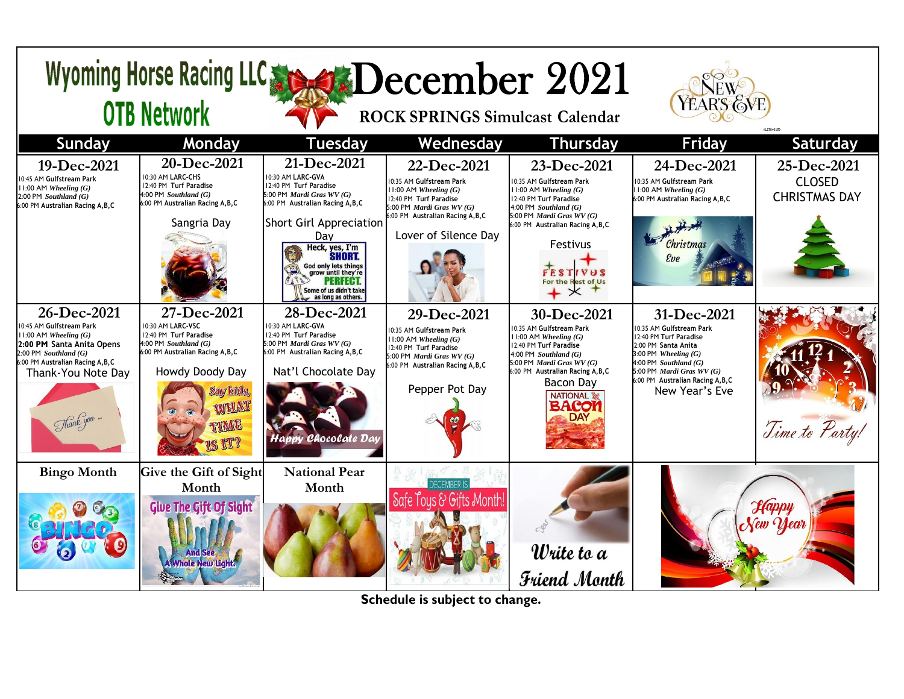# Wyoming Horse Racing LLC OTB Network

# December 2021

## ROCK SPRINGS Simulcast Calendar

| Sunday | Monday | Tuesday | Wednesday | Thursday | Friday | Saturday |
|---|---|---|---|---|---|---|
| **19-Dec-2021**<br>10:45 AM Gulfstream Park<br>11:00 AM *Wheeling (G)*<br>2:00 PM *Southland (G)*<br>6:00 PM Australian Racing A,B,C | **20-Dec-2021**<br>10:30 AM LARC-CHS<br>12:40 PM Turf Paradise<br>4:00 PM *Southland (G)*<br>6:00 PM Australian Racing A,B,C<br>Sangria Day | **21-Dec-2021**<br>10:30 AM LARC-GVA<br>12:40 PM Turf Paradise<br>5:00 PM *Mardi Gras WV (G)*<br>6:00 PM Australian Racing A,B,C<br>Short Girl Appreciation Day | **22-Dec-2021**<br>10:35 AM Gulfstream Park<br>11:00 AM *Wheeling (G)*<br>12:40 PM Turf Paradise<br>5:00 PM *Mardi Gras WV (G)*<br>6:00 PM Australian Racing A,B,C<br>Lover of Silence Day | **23-Dec-2021**<br>10:35 AM Gulfstream Park<br>11:00 AM *Wheeling (G)*<br>12:40 PM Turf Paradise<br>4:00 PM *Southland (G)*<br>5:00 PM *Mardi Gras WV (G)*<br>6:00 PM Australian Racing A,B,C<br>Festivus | **24-Dec-2021**<br>10:35 AM Gulfstream Park<br>11:00 AM *Wheeling (G)*<br>6:00 PM Australian Racing A,B,C | **25-Dec-2021**<br>CLOSED<br>CHRISTMAS DAY |
| **26-Dec-2021**<br>10:45 AM Gulfstream Park<br>11:00 AM *Wheeling (G)*<br>**2:00 PM** Santa Anita Opens<br>2:00 PM *Southland (G)*<br>6:00 PM Australian Racing A,B,C<br>Thank-You Note Day | **27-Dec-2021**<br>10:30 AM LARC-VSC<br>12:40 PM Turf Paradise<br>4:00 PM *Southland (G)*<br>6:00 PM Australian Racing A,B,C<br>Howdy Doody Day | **28-Dec-2021**<br>10:30 AM LARC-GVA<br>12:40 PM Turf Paradise<br>5:00 PM *Mardi Gras WV (G)*<br>6:00 PM Australian Racing A,B,C<br>Nat'l Chocolate Day | **29-Dec-2021**<br>10:35 AM Gulfstream Park<br>11:00 AM *Wheeling (G)*<br>12:40 PM Turf Paradise<br>5:00 PM *Mardi Gras WV (G)*<br>6:00 PM Australian Racing A,B,C<br>Pepper Pot Day | **30-Dec-2021**<br>10:35 AM Gulfstream Park<br>11:00 AM *Wheeling (G)*<br>12:40 PM Turf Paradise<br>4:00 PM *Southland (G)*<br>5:00 PM *Mardi Gras WV (G)*<br>6:00 PM Australian Racing A,B,C<br>Bacon Day | **31-Dec-2021**<br>10:35 AM Gulfstream Park<br>12:40 PM Turf Paradise<br>2:00 PM Santa Anita<br>3:00 PM *Wheeling (G)*<br>4:00 PM *Southland (G)*<br>5:00 PM *Mardi Gras WV (G)*<br>6:00 PM Australian Racing A,B,C<br>New Year's Eve | |
| **Bingo Month** | **Give the Gift of Sight Month** | **National Pear Month** | | | | |

**Schedule is subject to change.**